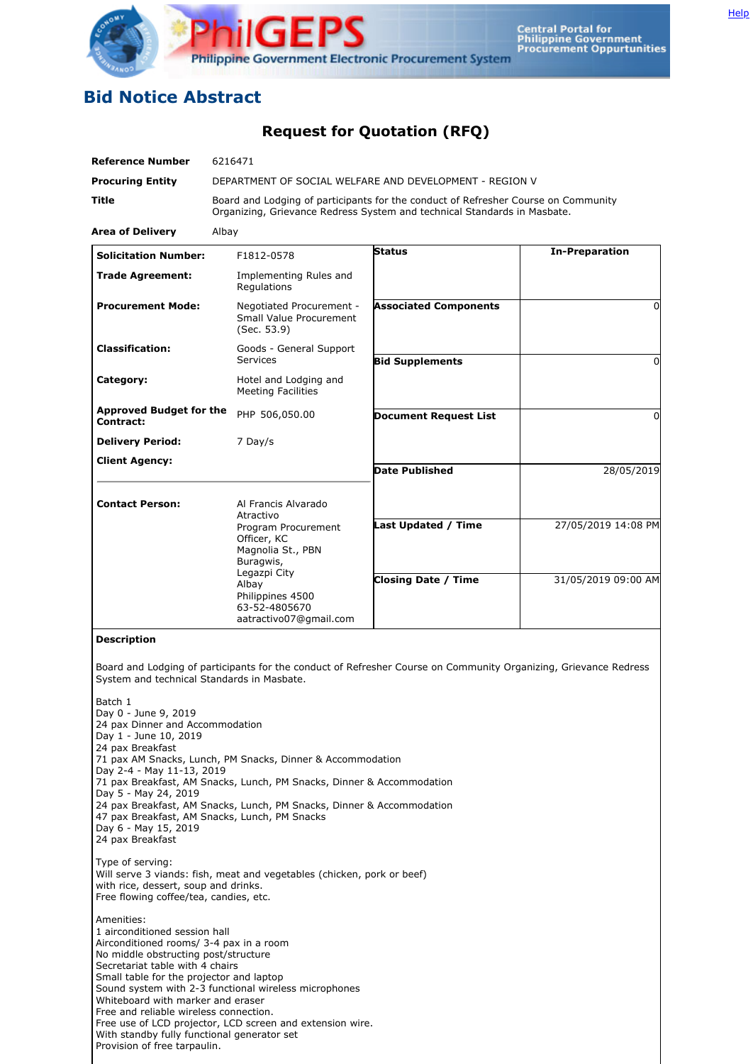Help

PhilGEPS
Philippine Government Electronic Procurement System

Central Portal for Philippine Government Procurement Oppurtunities

# Bid Notice Abstract

## Request for Quotation (RFQ)

| | |
|---|---|
| **Reference Number** | 6216471 |
| **Procuring Entity** | DEPARTMENT OF SOCIAL WELFARE AND DEVELOPMENT - REGION V |
| **Title** | Board and Lodging of participants for the conduct of Refresher Course on Community Organizing, Grievance Redress System and technical Standards in Masbate. |
| **Area of Delivery** | Albay |

| | |
|---|---|
| **Solicitation Number:** | F1812-0578 |
| **Trade Agreement:** | Implementing Rules and Regulations |
| **Procurement Mode:** | Negotiated Procurement - Small Value Procurement (Sec. 53.9) |
| **Classification:** | Goods - General Support Services |
| **Category:** | Hotel and Lodging and Meeting Facilities |
| **Approved Budget for the Contract:** | PHP 506,050.00 |
| **Delivery Period:** | 7 Day/s |
| **Client Agency:** | |
| **Contact Person:** | Al Francis Alvarado Atractivo<br>Program Procurement Officer, KC<br>Magnolia St., PBN Buragwis,<br>Legazpi City<br>Albay<br>Philippines 4500<br>63-52-4805670<br>aatractivo07@gmail.com |

| | |
|---|---|
| **Status** | **In-Preparation** |
| **Associated Components** | 0 |
| **Bid Supplements** | 0 |
| **Document Request List** | 0 |
| **Date Published** | 28/05/2019 |
| **Last Updated / Time** | 27/05/2019 14:08 PM |
| **Closing Date / Time** | 31/05/2019 09:00 AM |

**Description**

Board and Lodging of participants for the conduct of Refresher Course on Community Organizing, Grievance Redress System and technical Standards in Masbate.

Batch 1
Day 0 - June 9, 2019
24 pax Dinner and Accommodation
Day 1 - June 10, 2019
24 pax Breakfast
71 pax AM Snacks, Lunch, PM Snacks, Dinner & Accommodation
Day 2-4 - May 11-13, 2019
71 pax Breakfast, AM Snacks, Lunch, PM Snacks, Dinner & Accommodation
Day 5 - May 24, 2019
24 pax Breakfast, AM Snacks, Lunch, PM Snacks, Dinner & Accommodation
47 pax Breakfast, AM Snacks, Lunch, PM Snacks
Day 6 - May 15, 2019
24 pax Breakfast

Type of serving:
Will serve 3 viands: fish, meat and vegetables (chicken, pork or beef)
with rice, dessert, soup and drinks.
Free flowing coffee/tea, candies, etc.

Amenities:
1 airconditioned session hall
Airconditioned rooms/ 3-4 pax in a room
No middle obstructing post/structure
Secretariat table with 4 chairs
Small table for the projector and laptop
Sound system with 2-3 functional wireless microphones
Whiteboard with marker and eraser
Free and reliable wireless connection.
Free use of LCD projector, LCD screen and extension wire.
With standby fully functional generator set
Provision of free tarpaulin.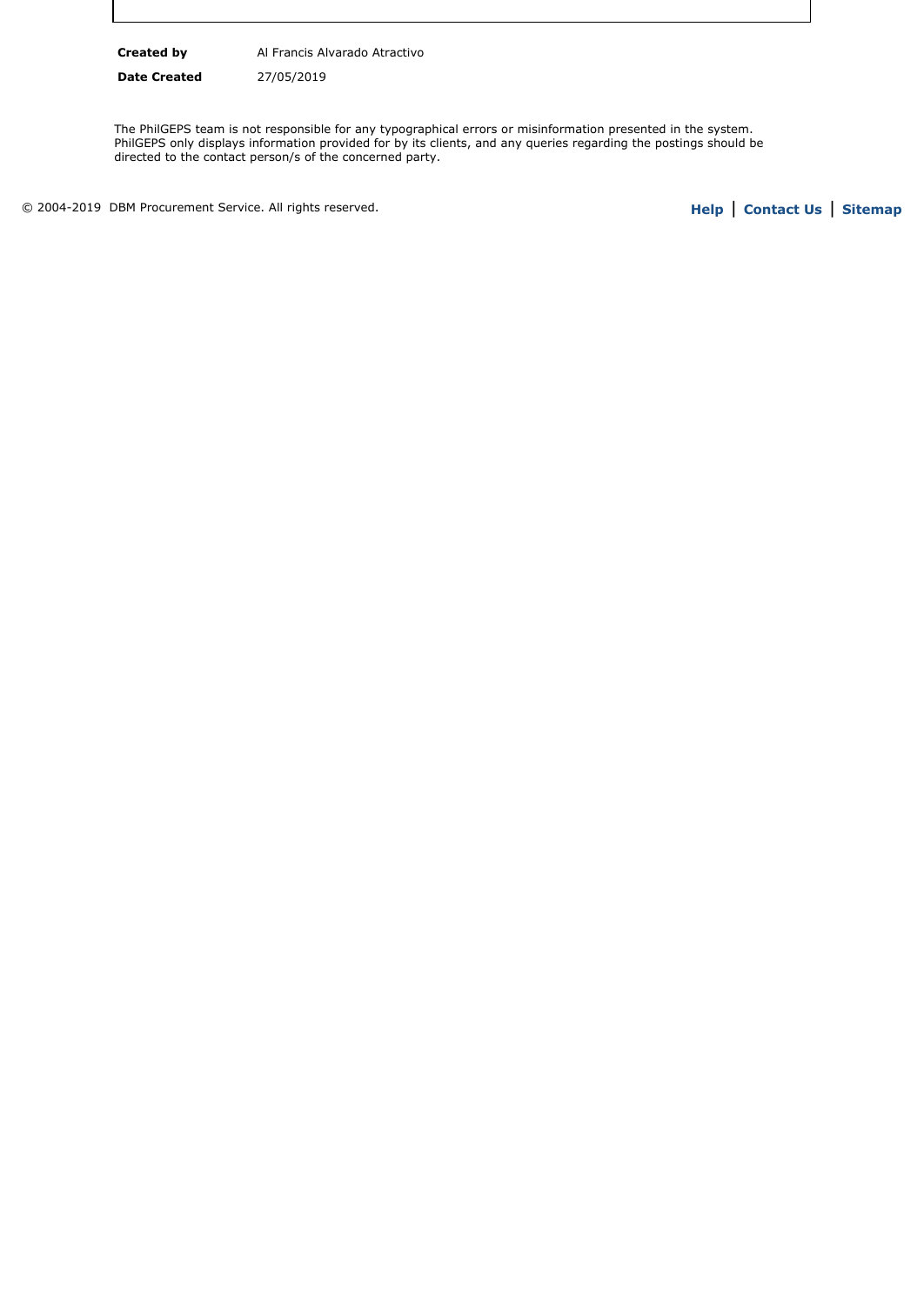| | |
|---|---|
| **Created by** | Al Francis Alvarado Atractivo |
| **Date Created** | 27/05/2019 |

The PhilGEPS team is not responsible for any typographical errors or misinformation presented in the system. PhilGEPS only displays information provided for by its clients, and any queries regarding the postings should be directed to the contact person/s of the concerned party.

© 2004-2019 DBM Procurement Service. All rights reserved.

**Help** | **Contact Us** | **Sitemap**